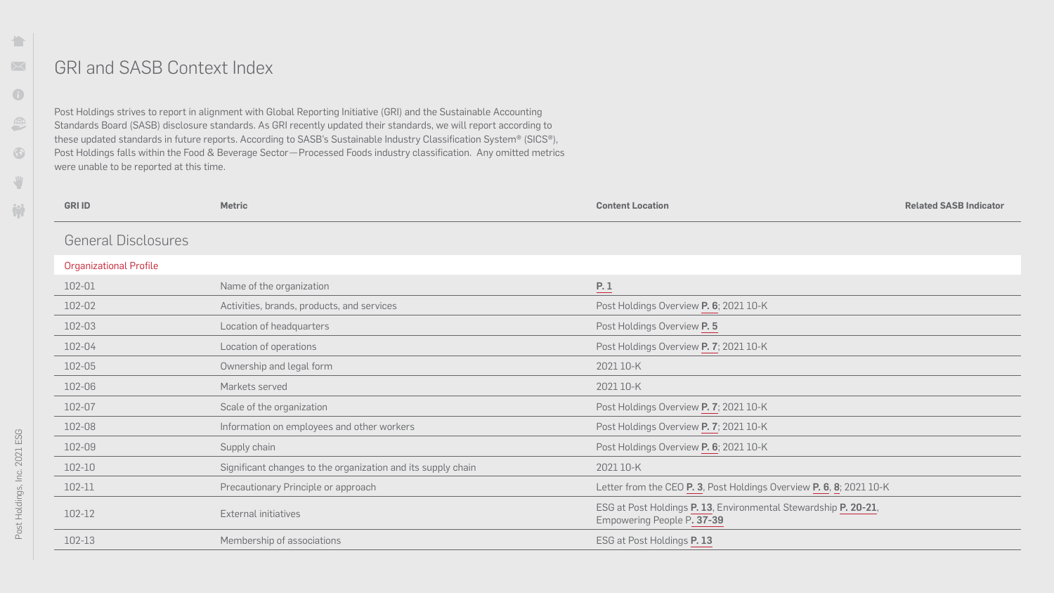# GRI and SASB Context Index

Post Holdings strives to report in alignment with Global Reporting Initiative (GRI) and the Sustainable Accounting Standards Board (SASB) disclosure standards. As GRI recently updated their standards, we will report according to these updated standards in future reports. According to SASB's Sustainable Industry Classification System® (SICS®), Post Holdings falls within the Food & Beverage Sector—Processed Foods industry classification. Any omitted metrics were unable to be reported at this time.

| GRI ID | Metric | Content Location | Related SASB Indicator |
|---|---|---|---|
| **General Disclosures** | | | |
| Organizational Profile | | | |
| 102-01 | Name of the organization | P. 1 | |
| 102-02 | Activities, brands, products, and services | Post Holdings Overview P. 6; 2021 10-K | |
| 102-03 | Location of headquarters | Post Holdings Overview P. 5 | |
| 102-04 | Location of operations | Post Holdings Overview P. 7; 2021 10-K | |
| 102-05 | Ownership and legal form | 2021 10-K | |
| 102-06 | Markets served | 2021 10-K | |
| 102-07 | Scale of the organization | Post Holdings Overview P. 7; 2021 10-K | |
| 102-08 | Information on employees and other workers | Post Holdings Overview P. 7; 2021 10-K | |
| 102-09 | Supply chain | Post Holdings Overview P. 6; 2021 10-K | |
| 102-10 | Significant changes to the organization and its supply chain | 2021 10-K | |
| 102-11 | Precautionary Principle or approach | Letter from the CEO P. 3, Post Holdings Overview P. 6, 8; 2021 10-K | |
| 102-12 | External initiatives | ESG at Post Holdings P. 13, Environmental Stewardship P. 20-21, Empowering People P. 37-39 | |
| 102-13 | Membership of associations | ESG at Post Holdings P. 13 | |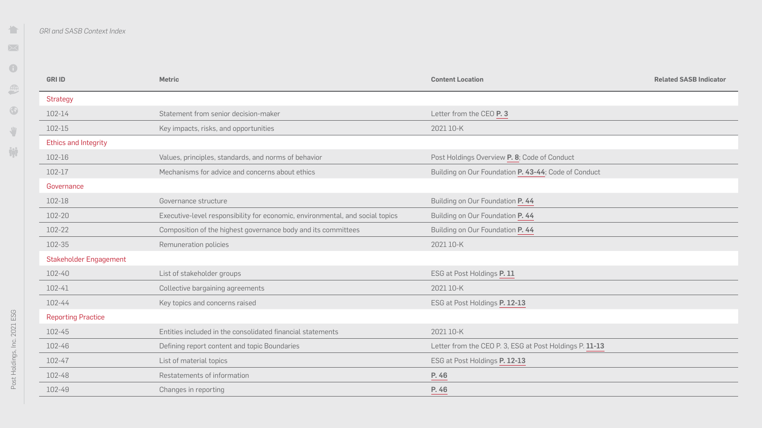*GRI and SASB Context Index*

| GRI ID | Metric | Content Location | Related SASB Indicator |
|---|---|---|---|
| Strategy | | | |
| 102-14 | Statement from senior decision-maker | Letter from the CEO **P. 3** | |
| 102-15 | Key impacts, risks, and opportunities | 2021 10-K | |
| Ethics and Integrity | | | |
| 102-16 | Values, principles, standards, and norms of behavior | Post Holdings Overview **P. 8**; Code of Conduct | |
| 102-17 | Mechanisms for advice and concerns about ethics | Building on Our Foundation **P. 43-44**; Code of Conduct | |
| Governance | | | |
| 102-18 | Governance structure | Building on Our Foundation **P. 44** | |
| 102-20 | Executive-level responsibility for economic, environmental, and social topics | Building on Our Foundation **P. 44** | |
| 102-22 | Composition of the highest governance body and its committees | Building on Our Foundation **P. 44** | |
| 102-35 | Remuneration policies | 2021 10-K | |
| Stakeholder Engagement | | | |
| 102-40 | List of stakeholder groups | ESG at Post Holdings **P. 11** | |
| 102-41 | Collective bargaining agreements | 2021 10-K | |
| 102-44 | Key topics and concerns raised | ESG at Post Holdings **P. 12-13** | |
| Reporting Practice | | | |
| 102-45 | Entities included in the consolidated financial statements | 2021 10-K | |
| 102-46 | Defining report content and topic Boundaries | Letter from the CEO P. 3, ESG at Post Holdings P. **11-13** | |
| 102-47 | List of material topics | ESG at Post Holdings **P. 12-13** | |
| 102-48 | Restatements of information | **P. 46** | |
| 102-49 | Changes in reporting | **P. 46** | |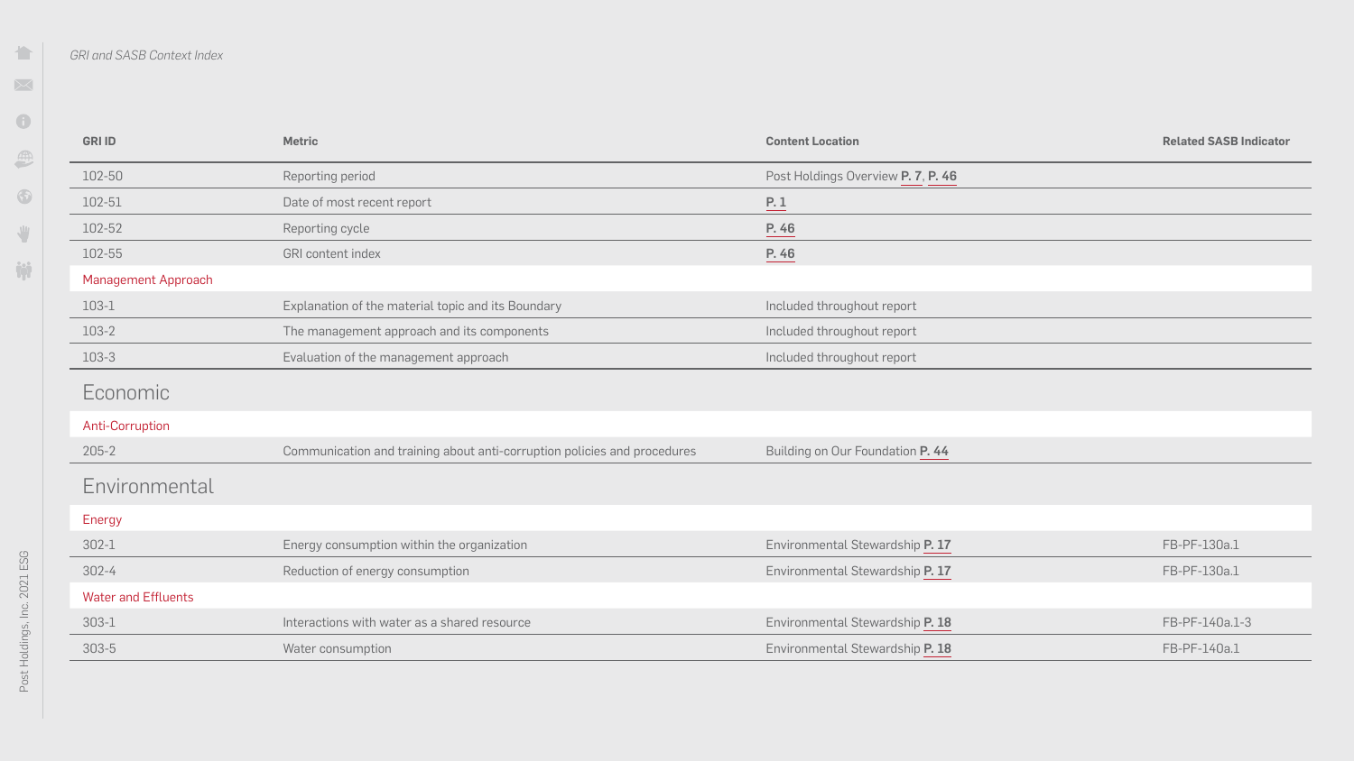*GRI and SASB Context Index*

| GRI ID | Metric | Content Location | Related SASB Indicator |
|---|---|---|---|
| 102-50 | Reporting period | Post Holdings Overview **P. 7**, **P. 46** | |
| 102-51 | Date of most recent report | **P. 1** | |
| 102-52 | Reporting cycle | **P. 46** | |
| 102-55 | GRI content index | **P. 46** | |
| Management Approach | | | |
| 103-1 | Explanation of the material topic and its Boundary | Included throughout report | |
| 103-2 | The management approach and its components | Included throughout report | |
| 103-3 | Evaluation of the management approach | Included throughout report | |
| **Economic** | | | |
| Anti-Corruption | | | |
| 205-2 | Communication and training about anti-corruption policies and procedures | Building on Our Foundation **P. 44** | |
| **Environmental** | | | |
| Energy | | | |
| 302-1 | Energy consumption within the organization | Environmental Stewardship **P. 17** | FB-PF-130a.1 |
| 302-4 | Reduction of energy consumption | Environmental Stewardship **P. 17** | FB-PF-130a.1 |
| Water and Effluents | | | |
| 303-1 | Interactions with water as a shared resource | Environmental Stewardship **P. 18** | FB-PF-140a.1-3 |
| 303-5 | Water consumption | Environmental Stewardship **P. 18** | FB-PF-140a.1 |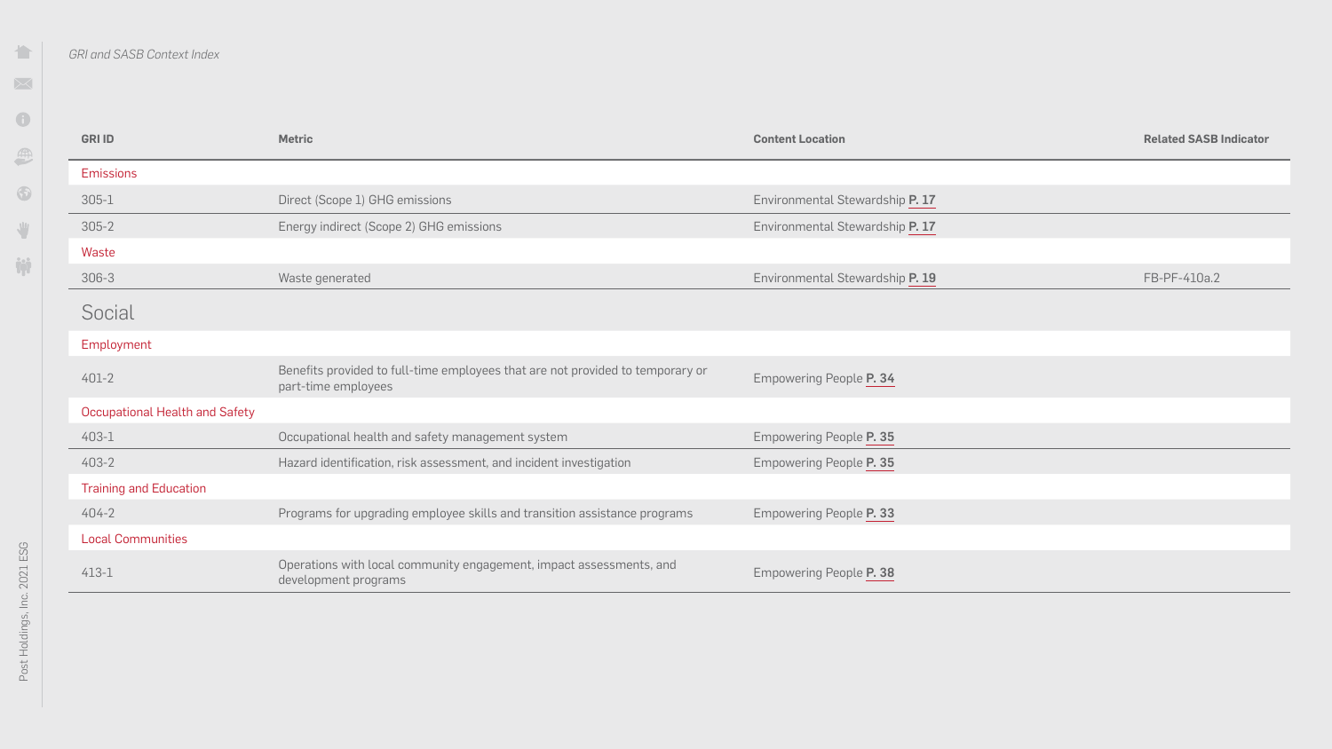*GRI and SASB Context Index*

| GRI ID | Metric | Content Location | Related SASB Indicator |
|---|---|---|---|
| Emissions | | | |
| 305-1 | Direct (Scope 1) GHG emissions | Environmental Stewardship **P. 17** | |
| 305-2 | Energy indirect (Scope 2) GHG emissions | Environmental Stewardship **P. 17** | |
| Waste | | | |
| 306-3 | Waste generated | Environmental Stewardship **P. 19** | FB-PF-410a.2 |

## Social

| GRI ID | Metric | Content Location | Related SASB Indicator |
|---|---|---|---|
| Employment | | | |
| 401-2 | Benefits provided to full-time employees that are not provided to temporary or part-time employees | Empowering People **P. 34** | |
| Occupational Health and Safety | | | |
| 403-1 | Occupational health and safety management system | Empowering People **P. 35** | |
| 403-2 | Hazard identification, risk assessment, and incident investigation | Empowering People **P. 35** | |
| Training and Education | | | |
| 404-2 | Programs for upgrading employee skills and transition assistance programs | Empowering People **P. 33** | |
| Local Communities | | | |
| 413-1 | Operations with local community engagement, impact assessments, and development programs | Empowering People **P. 38** | |